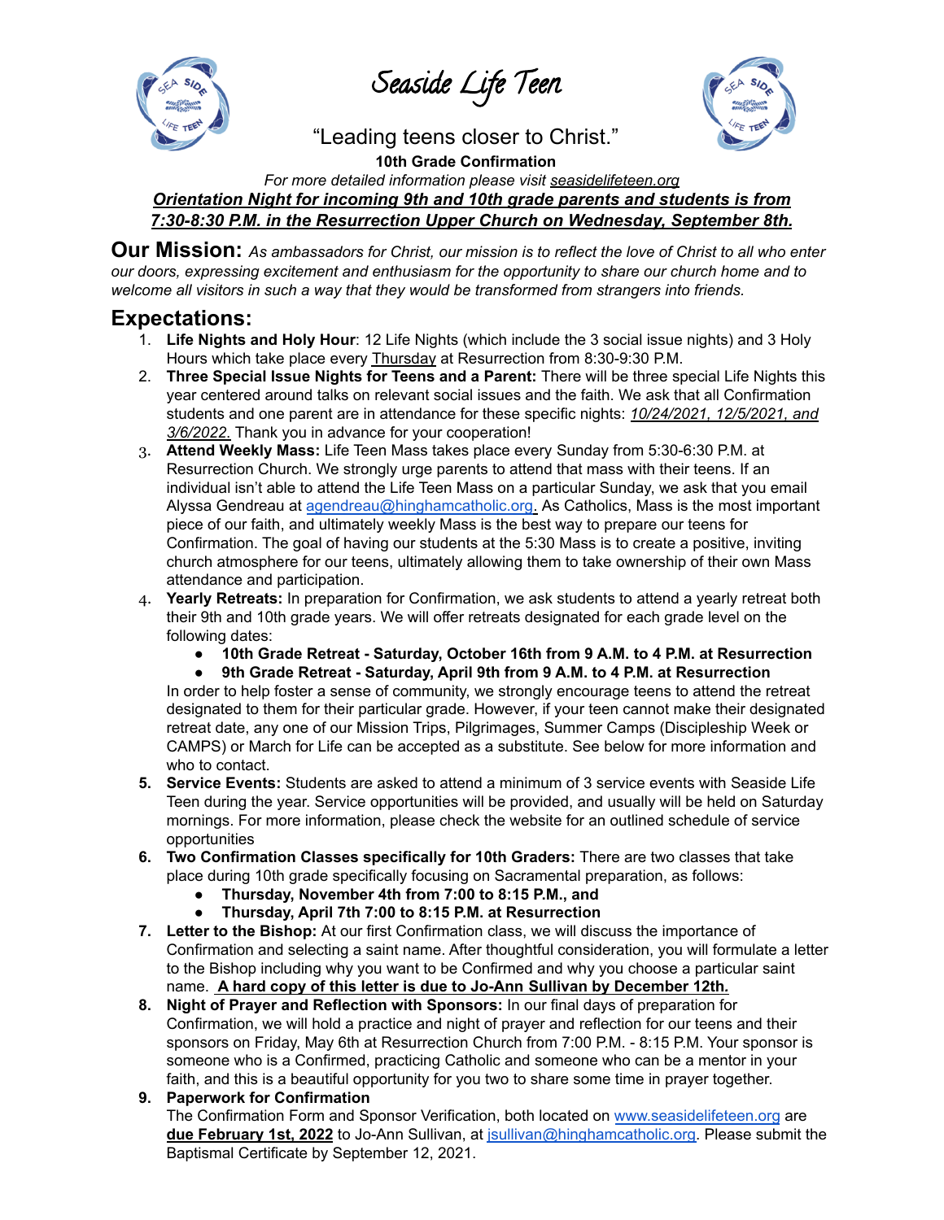# Seaside Life Teen

"Leading teens closer to Christ."

**10th Grade Confirmation**

*For more detailed information please visit seasidelifeteen.org*

***Orientation Night for incoming 9th and 10th grade parents and students is from 7:30-8:30 P.M. in the Resurrection Upper Church on Wednesday, September 8th.***

## Our Mission: 

*As ambassadors for Christ, our mission is to reflect the love of Christ to all who enter our doors, expressing excitement and enthusiasm for the opportunity to share our church home and to welcome all visitors in such a way that they would be transformed from strangers into friends.*

## Expectations:

1. **Life Nights and Holy Hour**: 12 Life Nights (which include the 3 social issue nights) and 3 Holy Hours which take place every Thursday at Resurrection from 8:30-9:30 P.M.
2. **Three Special Issue Nights for Teens and a Parent:** There will be three special Life Nights this year centered around talks on relevant social issues and the faith. We ask that all Confirmation students and one parent are in attendance for these specific nights: *10/24/2021, 12/5/2021, and 3/6/2022.* Thank you in advance for your cooperation!
3. **Attend Weekly Mass:** Life Teen Mass takes place every Sunday from 5:30-6:30 P.M. at Resurrection Church. We strongly urge parents to attend that mass with their teens. If an individual isn't able to attend the Life Teen Mass on a particular Sunday, we ask that you email Alyssa Gendreau at agendreau@hinghamcatholic.org. As Catholics, Mass is the most important piece of our faith, and ultimately weekly Mass is the best way to prepare our teens for Confirmation. The goal of having our students at the 5:30 Mass is to create a positive, inviting church atmosphere for our teens, ultimately allowing them to take ownership of their own Mass attendance and participation.
4. **Yearly Retreats:** In preparation for Confirmation, we ask students to attend a yearly retreat both their 9th and 10th grade years. We will offer retreats designated for each grade level on the following dates:
   - **10th Grade Retreat - Saturday, October 16th from 9 A.M. to 4 P.M. at Resurrection**
   - **9th Grade Retreat - Saturday, April 9th from 9 A.M. to 4 P.M. at Resurrection**

   In order to help foster a sense of community, we strongly encourage teens to attend the retreat designated to them for their particular grade. However, if your teen cannot make their designated retreat date, any one of our Mission Trips, Pilgrimages, Summer Camps (Discipleship Week or CAMPS) or March for Life can be accepted as a substitute. See below for more information and who to contact.
5. **Service Events:** Students are asked to attend a minimum of 3 service events with Seaside Life Teen during the year. Service opportunities will be provided, and usually will be held on Saturday mornings. For more information, please check the website for an outlined schedule of service opportunities
6. **Two Confirmation Classes specifically for 10th Graders:** There are two classes that take place during 10th grade specifically focusing on Sacramental preparation, as follows:
   - **Thursday, November 4th from 7:00 to 8:15 P.M., and**
   - **Thursday, April 7th 7:00 to 8:15 P.M. at Resurrection**
7. **Letter to the Bishop:** At our first Confirmation class, we will discuss the importance of Confirmation and selecting a saint name. After thoughtful consideration, you will formulate a letter to the Bishop including why you want to be Confirmed and why you choose a particular saint name. **A hard copy of this letter is due to Jo-Ann Sullivan by December 12th.**
8. **Night of Prayer and Reflection with Sponsors:** In our final days of preparation for Confirmation, we will hold a practice and night of prayer and reflection for our teens and their sponsors on Friday, May 6th at Resurrection Church from 7:00 P.M. - 8:15 P.M. Your sponsor is someone who is a Confirmed, practicing Catholic and someone who can be a mentor in your faith, and this is a beautiful opportunity for you two to share some time in prayer together.
9. **Paperwork for Confirmation**
   The Confirmation Form and Sponsor Verification, both located on www.seasidelifeteen.org are **due February 1st, 2022** to Jo-Ann Sullivan, at jsullivan@hinghamcatholic.org. Please submit the Baptismal Certificate by September 12, 2021.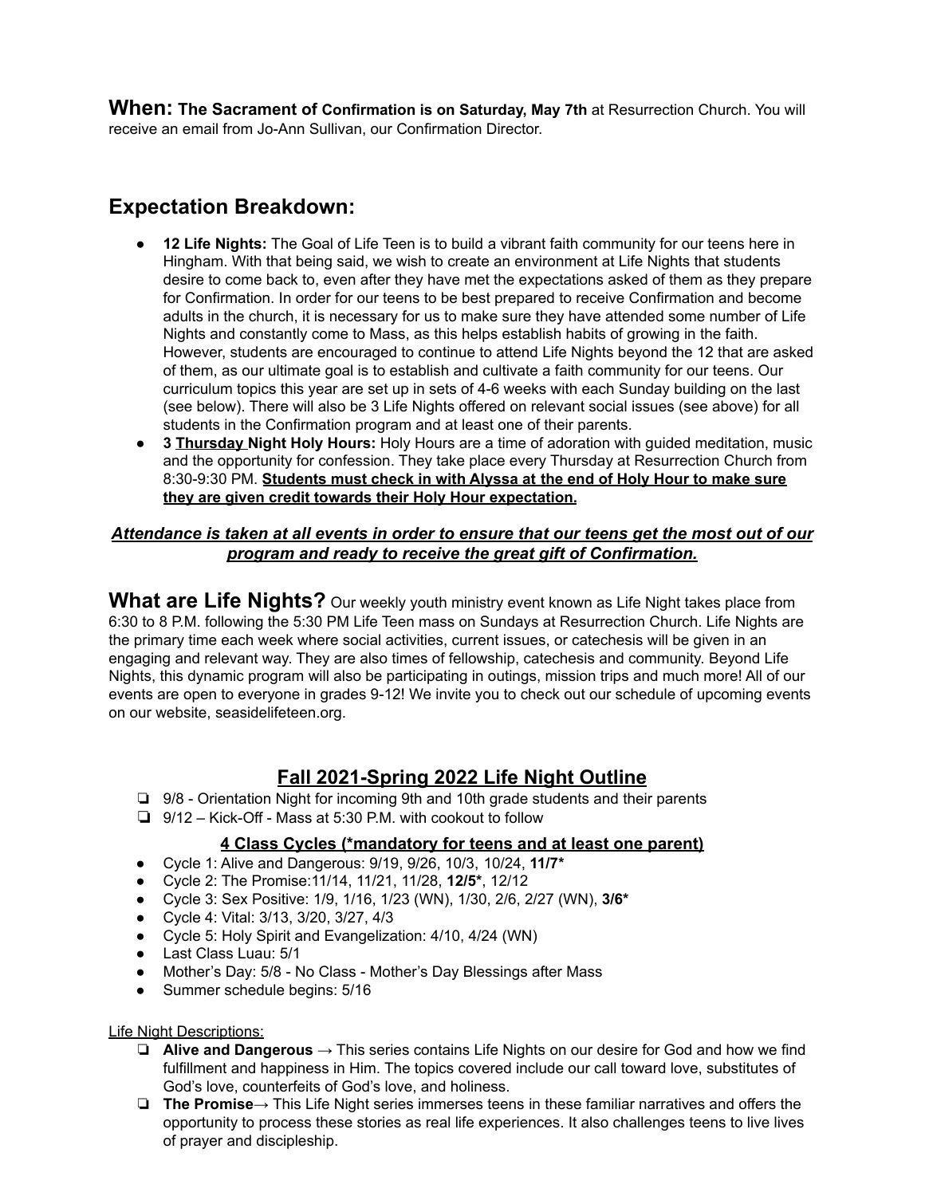**When: The Sacrament of Confirmation is on Saturday, May 7th** at Resurrection Church. You will receive an email from Jo-Ann Sullivan, our Confirmation Director.

## Expectation Breakdown:

- **12 Life Nights:** The Goal of Life Teen is to build a vibrant faith community for our teens here in Hingham. With that being said, we wish to create an environment at Life Nights that students desire to come back to, even after they have met the expectations asked of them as they prepare for Confirmation. In order for our teens to be best prepared to receive Confirmation and become adults in the church, it is necessary for us to make sure they have attended some number of Life Nights and constantly come to Mass, as this helps establish habits of growing in the faith. However, students are encouraged to continue to attend Life Nights beyond the 12 that are asked of them, as our ultimate goal is to establish and cultivate a faith community for our teens. Our curriculum topics this year are set up in sets of 4-6 weeks with each Sunday building on the last (see below). There will also be 3 Life Nights offered on relevant social issues (see above) for all students in the Confirmation program and at least one of their parents.
- **3 <u>Thursday</u> Night Holy Hours:** Holy Hours are a time of adoration with guided meditation, music and the opportunity for confession. They take place every Thursday at Resurrection Church from 8:30-9:30 PM. **<u>Students must check in with Alyssa at the end of Holy Hour to make sure they are given credit towards their Holy Hour expectation.</u>**

***<u>Attendance is taken at all events in order to ensure that our teens get the most out of our program and ready to receive the great gift of Confirmation.</u>***

**What are Life Nights?** Our weekly youth ministry event known as Life Night takes place from 6:30 to 8 P.M. following the 5:30 PM Life Teen mass on Sundays at Resurrection Church. Life Nights are the primary time each week where social activities, current issues, or catechesis will be given in an engaging and relevant way. They are also times of fellowship, catechesis and community. Beyond Life Nights, this dynamic program will also be participating in outings, mission trips and much more! All of our events are open to everyone in grades 9-12! We invite you to check out our schedule of upcoming events on our website, seasidelifeteen.org.

## <u>Fall 2021-Spring 2022 Life Night Outline</u>

- ❑ 9/8 - Orientation Night for incoming 9th and 10th grade students and their parents
- ❑ 9/12 – Kick-Off - Mass at 5:30 P.M. with cookout to follow

### <u>4 Class Cycles (*mandatory for teens and at least one parent)</u>

- Cycle 1: Alive and Dangerous: 9/19, 9/26, 10/3, 10/24, **11/7***
- Cycle 2: The Promise:11/14, 11/21, 11/28, **12/5***, 12/12
- Cycle 3: Sex Positive: 1/9, 1/16, 1/23 (WN), 1/30, 2/6, 2/27 (WN), **3/6***
- Cycle 4: Vital: 3/13, 3/20, 3/27, 4/3
- Cycle 5: Holy Spirit and Evangelization: 4/10, 4/24 (WN)
- Last Class Luau: 5/1
- Mother's Day: 5/8 - No Class - Mother's Day Blessings after Mass
- Summer schedule begins: 5/16

<u>Life Night Descriptions:</u>

- ❑ **Alive and Dangerous** → This series contains Life Nights on our desire for God and how we find fulfillment and happiness in Him. The topics covered include our call toward love, substitutes of God's love, counterfeits of God's love, and holiness.
- ❑ **The Promise**→ This Life Night series immerses teens in these familiar narratives and offers the opportunity to process these stories as real life experiences. It also challenges teens to live lives of prayer and discipleship.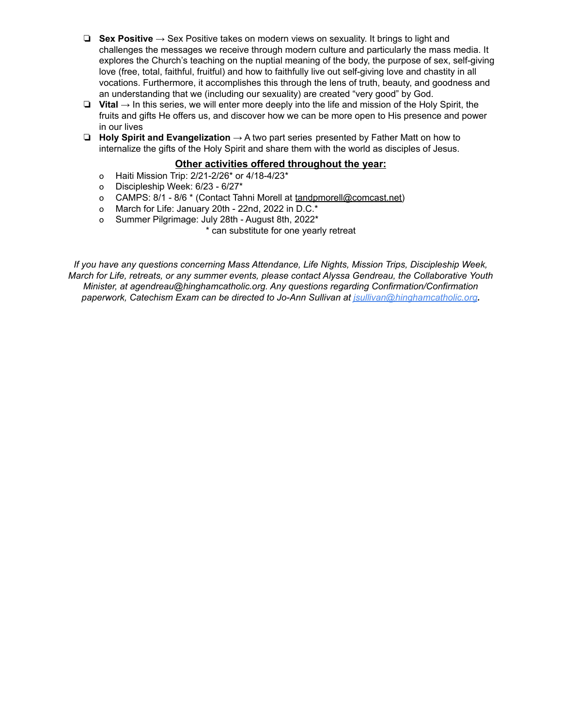- **Sex Positive** → Sex Positive takes on modern views on sexuality. It brings to light and challenges the messages we receive through modern culture and particularly the mass media. It explores the Church's teaching on the nuptial meaning of the body, the purpose of sex, self-giving love (free, total, faithful, fruitful) and how to faithfully live out self-giving love and chastity in all vocations. Furthermore, it accomplishes this through the lens of truth, beauty, and goodness and an understanding that we (including our sexuality) are created "very good" by God.
- **Vital** → In this series, we will enter more deeply into the life and mission of the Holy Spirit, the fruits and gifts He offers us, and discover how we can be more open to His presence and power in our lives
- **Holy Spirit and Evangelization** → A two part series presented by Father Matt on how to internalize the gifts of the Holy Spirit and share them with the world as disciples of Jesus.

## Other activities offered throughout the year:

- Haiti Mission Trip: 2/21-2/26* or 4/18-4/23*
- Discipleship Week: 6/23 - 6/27*
- CAMPS: 8/1 - 8/6 * (Contact Tahni Morell at tandpmorell@comcast.net)
- March for Life: January 20th - 22nd, 2022 in D.C.*
- Summer Pilgrimage: July 28th - August 8th, 2022*

\* can substitute for one yearly retreat

*If you have any questions concerning Mass Attendance, Life Nights, Mission Trips, Discipleship Week, March for Life, retreats, or any summer events, please contact Alyssa Gendreau, the Collaborative Youth Minister, at agendreau@hinghamcatholic.org. Any questions regarding Confirmation/Confirmation paperwork, Catechism Exam can be directed to Jo-Ann Sullivan at jsullivan@hinghamcatholic.org.*